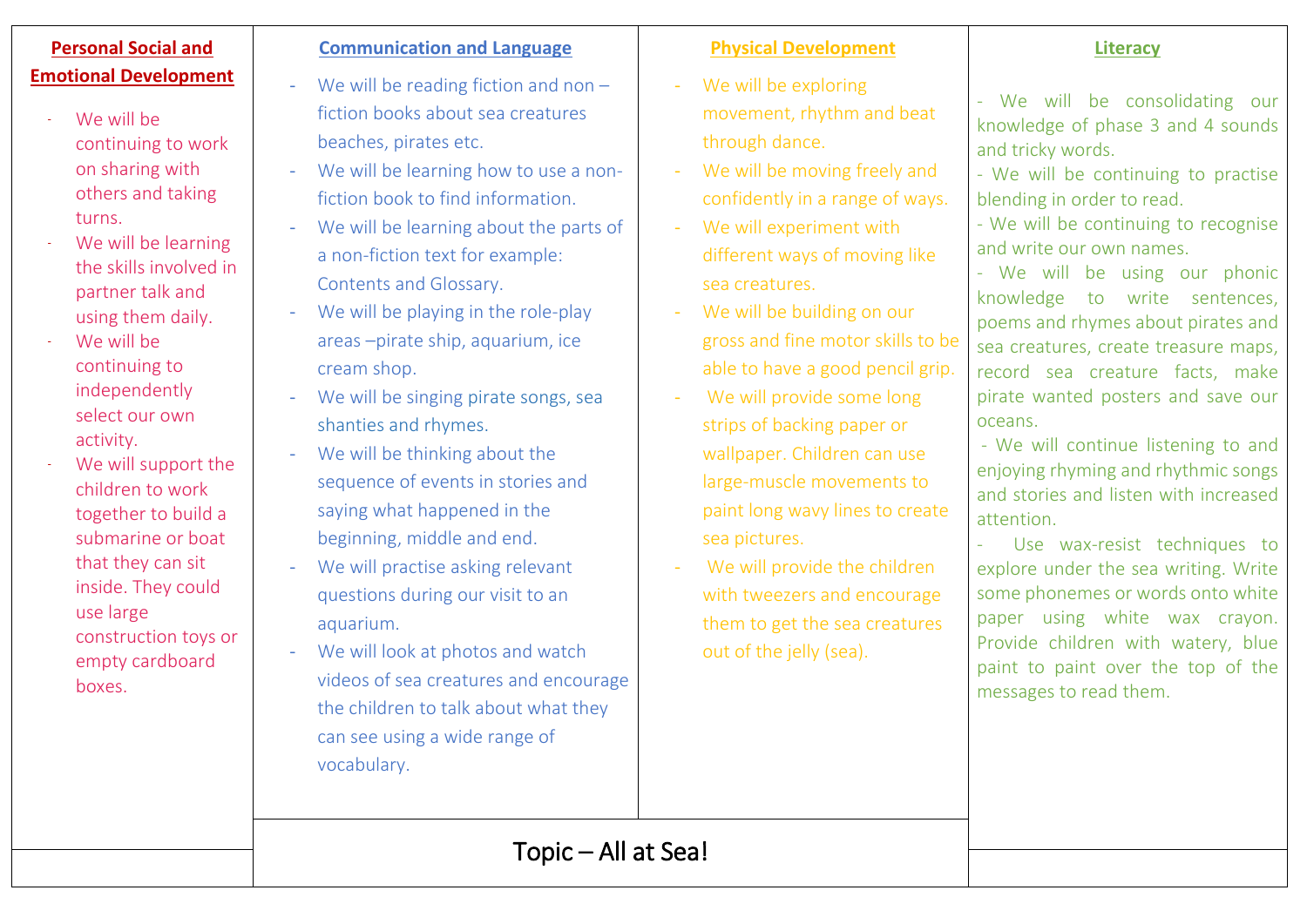## Personal Social and Emotional Development

- We will be continuing to work on sharing with others and taking turns.
- We will be learning the skills involved in partner talk and using them daily.
- We will be continuing to independently select our own activity.
- We will support the children to work together to build a submarine or boat that they can sit inside. They could use large construction toys or empty cardboard boxes.

## Communication and Language

- We will be reading fiction and non – fiction books about sea creatures beaches, pirates etc.
- We will be learning how to use a non-fiction book to find information.
- We will be learning about the parts of a non-fiction text for example: Contents and Glossary.
- We will be playing in the role-play areas –pirate ship, aquarium, ice cream shop.
- We will be singing pirate songs, sea shanties and rhymes.
- We will be thinking about the sequence of events in stories and saying what happened in the beginning, middle and end.
- We will practise asking relevant questions during our visit to an aquarium.
- We will look at photos and watch videos of sea creatures and encourage the children to talk about what they can see using a wide range of vocabulary.

## Physical Development

- We will be exploring movement, rhythm and beat through dance.
- We will be moving freely and confidently in a range of ways.
- We will experiment with different ways of moving like sea creatures.
- We will be building on our gross and fine motor skills to be able to have a good pencil grip.
- We will provide some long strips of backing paper or wallpaper. Children can use large-muscle movements to paint long wavy lines to create sea pictures.
- We will provide the children with tweezers and encourage them to get the sea creatures out of the jelly (sea).

## Literacy

- We will be consolidating our knowledge of phase 3 and 4 sounds and tricky words.
- We will be continuing to practise blending in order to read.
- We will be continuing to recognise and write our own names.
- We will be using our phonic knowledge to write sentences, poems and rhymes about pirates and sea creatures, create treasure maps, record sea creature facts, make pirate wanted posters and save our oceans.
- We will continue listening to and enjoying rhyming and rhythmic songs and stories and listen with increased attention.
- Use wax-resist techniques to explore under the sea writing. Write some phonemes or words onto white paper using white wax crayon. Provide children with watery, blue paint to paint over the top of the messages to read them.

# Topic – All at Sea!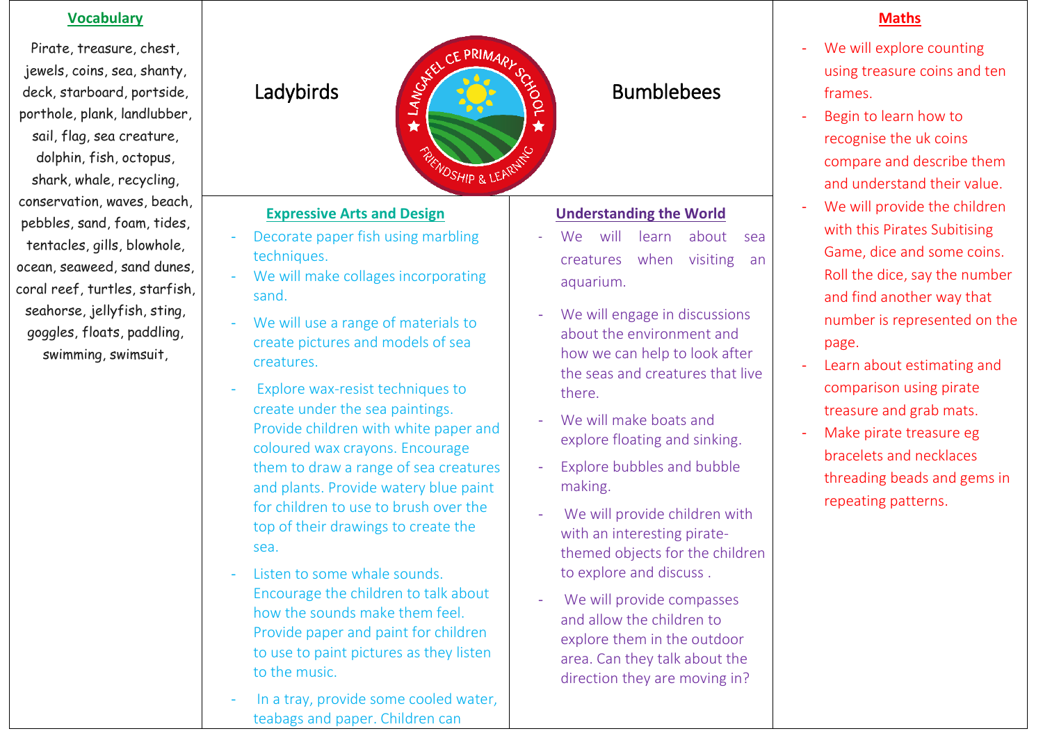Ladybirds

Bumblebees

## Vocabulary

Pirate, treasure, chest, jewels, coins, sea, shanty, deck, starboard, portside, porthole, plank, landlubber, sail, flag, sea creature, dolphin, fish, octopus, shark, whale, recycling, conservation, waves, beach, pebbles, sand, foam, tides, tentacles, gills, blowhole, ocean, seaweed, sand dunes, coral reef, turtles, starfish, seahorse, jellyfish, sting, goggles, floats, paddling, swimming, swimsuit,

## Expressive Arts and Design

- Decorate paper fish using marbling techniques.
- We will make collages incorporating sand.
- We will use a range of materials to create pictures and models of sea creatures.
- Explore wax-resist techniques to create under the sea paintings. Provide children with white paper and coloured wax crayons. Encourage them to draw a range of sea creatures and plants. Provide watery blue paint for children to use to brush over the top of their drawings to create the sea.
- Listen to some whale sounds. Encourage the children to talk about how the sounds make them feel. Provide paper and paint for children to use to paint pictures as they listen to the music.
- In a tray, provide some cooled water, teabags and paper. Children can

## Understanding the World

- We will learn about sea creatures when visiting an aquarium.
- We will engage in discussions about the environment and how we can help to look after the seas and creatures that live there.
- We will make boats and explore floating and sinking.
- Explore bubbles and bubble making.
- We will provide children with with an interesting pirate-themed objects for the children to explore and discuss .
- We will provide compasses and allow the children to explore them in the outdoor area. Can they talk about the direction they are moving in?

## Maths

- We will explore counting using treasure coins and ten frames.
- Begin to learn how to recognise the uk coins compare and describe them and understand their value.
- We will provide the children with this Pirates Subitising Game, dice and some coins. Roll the dice, say the number and find another way that number is represented on the page.
- Learn about estimating and comparison using pirate treasure and grab mats.
- Make pirate treasure eg bracelets and necklaces threading beads and gems in repeating patterns.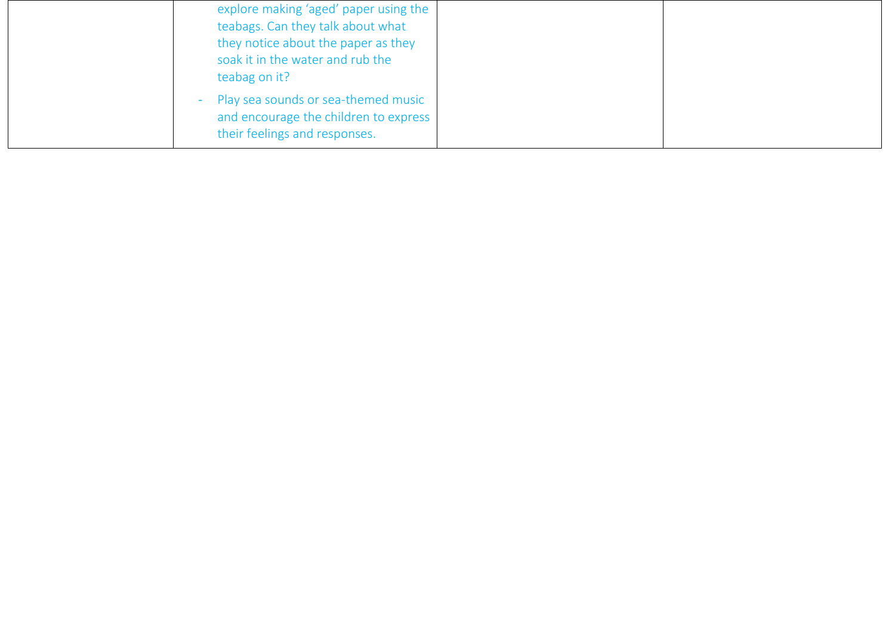| | | | |
|---|---|---|---|
| | explore making 'aged' paper using the teabags. Can they talk about what they notice about the paper as they soak it in the water and rub the teabag on it?<br>- Play sea sounds or sea-themed music and encourage the children to express their feelings and responses. | | |